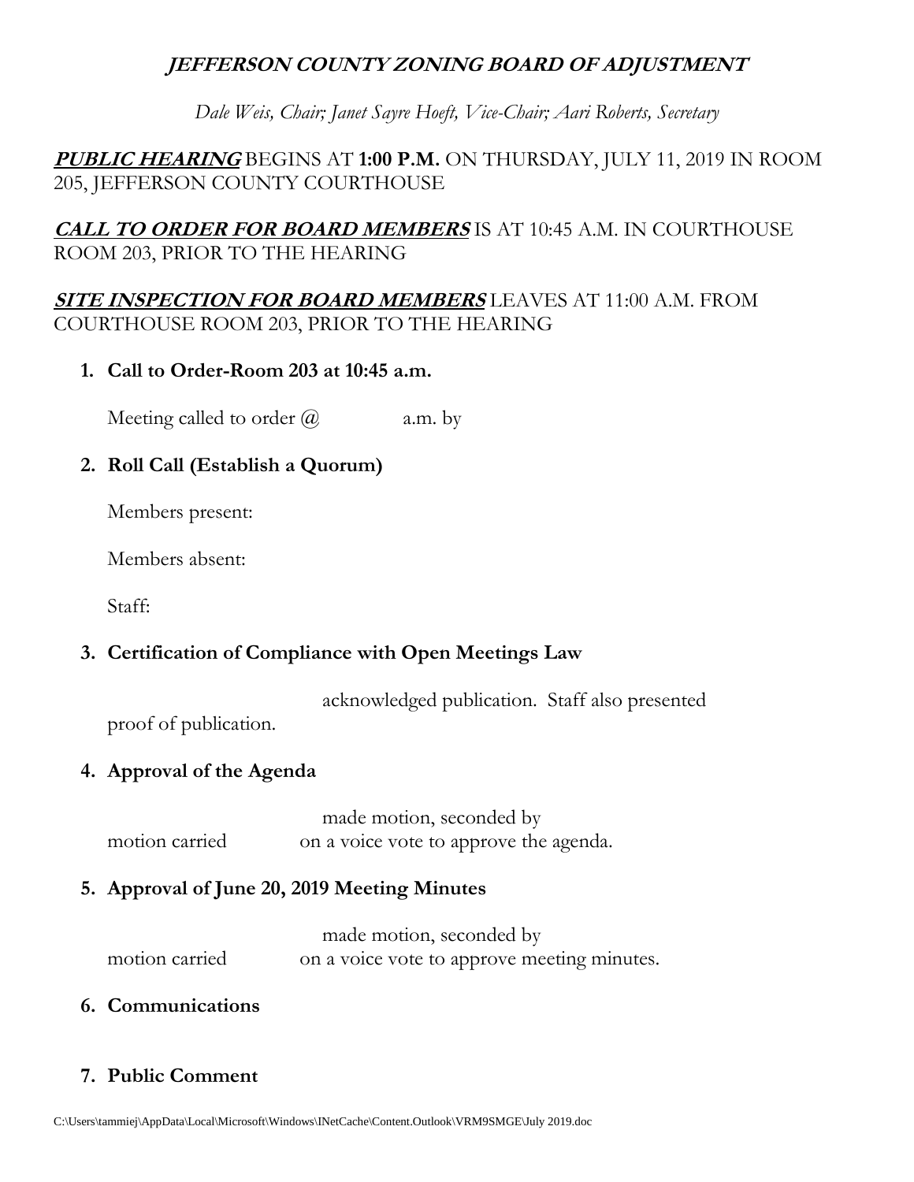# *JEFFERSON COUNTY ZONING BOARD OF ADJUSTMENT*

*Dale Weis, Chair; Janet Sayre Hoeft, Vice-Chair; Aari Roberts, Secretary*

***PUBLIC HEARING*** BEGINS AT **1:00 P.M.** ON THURSDAY, JULY 11, 2019 IN ROOM 205, JEFFERSON COUNTY COURTHOUSE

***CALL TO ORDER FOR BOARD MEMBERS*** IS AT 10:45 A.M. IN COURTHOUSE ROOM 203, PRIOR TO THE HEARING

***SITE INSPECTION FOR BOARD MEMBERS*** LEAVES AT 11:00 A.M. FROM COURTHOUSE ROOM 203, PRIOR TO THE HEARING

1. **Call to Order-Room 203 at 10:45 a.m.**

   Meeting called to order @ a.m. by

2. **Roll Call (Establish a Quorum)**

   Members present:

   Members absent:

   Staff:

3. **Certification of Compliance with Open Meetings Law**

   acknowledged publication. Staff also presented proof of publication.

4. **Approval of the Agenda**

   made motion, seconded by motion carried on a voice vote to approve the agenda.

5. **Approval of June 20, 2019 Meeting Minutes**

   made motion, seconded by motion carried on a voice vote to approve meeting minutes.

6. **Communications**

7. **Public Comment**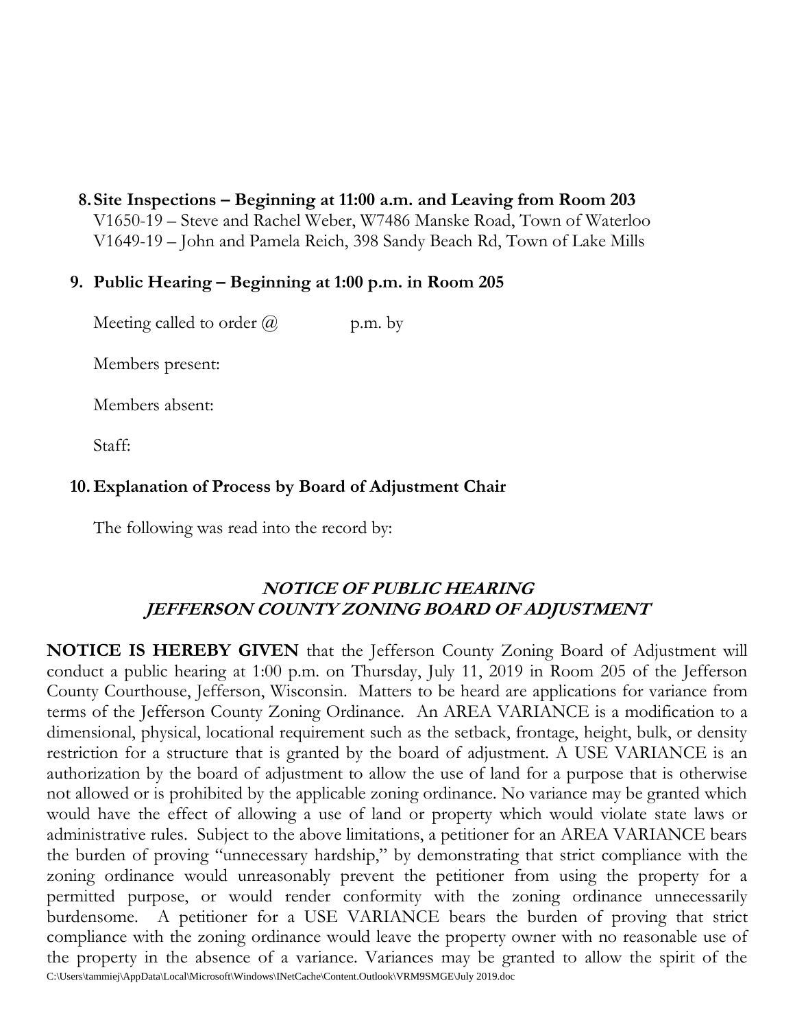8. **Site Inspections – Beginning at 11:00 a.m. and Leaving from Room 203**
   V1650-19 – Steve and Rachel Weber, W7486 Manske Road, Town of Waterloo
   V1649-19 – John and Pamela Reich, 398 Sandy Beach Rd, Town of Lake Mills

9. **Public Hearing – Beginning at 1:00 p.m. in Room 205**

   Meeting called to order @ p.m. by

   Members present:

   Members absent:

   Staff:

10. **Explanation of Process by Board of Adjustment Chair**

   The following was read into the record by:

## *NOTICE OF PUBLIC HEARING*
## *JEFFERSON COUNTY ZONING BOARD OF ADJUSTMENT*

**NOTICE IS HEREBY GIVEN** that the Jefferson County Zoning Board of Adjustment will conduct a public hearing at 1:00 p.m. on Thursday, July 11, 2019 in Room 205 of the Jefferson County Courthouse, Jefferson, Wisconsin. Matters to be heard are applications for variance from terms of the Jefferson County Zoning Ordinance. An AREA VARIANCE is a modification to a dimensional, physical, locational requirement such as the setback, frontage, height, bulk, or density restriction for a structure that is granted by the board of adjustment. A USE VARIANCE is an authorization by the board of adjustment to allow the use of land for a purpose that is otherwise not allowed or is prohibited by the applicable zoning ordinance. No variance may be granted which would have the effect of allowing a use of land or property which would violate state laws or administrative rules. Subject to the above limitations, a petitioner for an AREA VARIANCE bears the burden of proving "unnecessary hardship," by demonstrating that strict compliance with the zoning ordinance would unreasonably prevent the petitioner from using the property for a permitted purpose, or would render conformity with the zoning ordinance unnecessarily burdensome. A petitioner for a USE VARIANCE bears the burden of proving that strict compliance with the zoning ordinance would leave the property owner with no reasonable use of the property in the absence of a variance. Variances may be granted to allow the spirit of the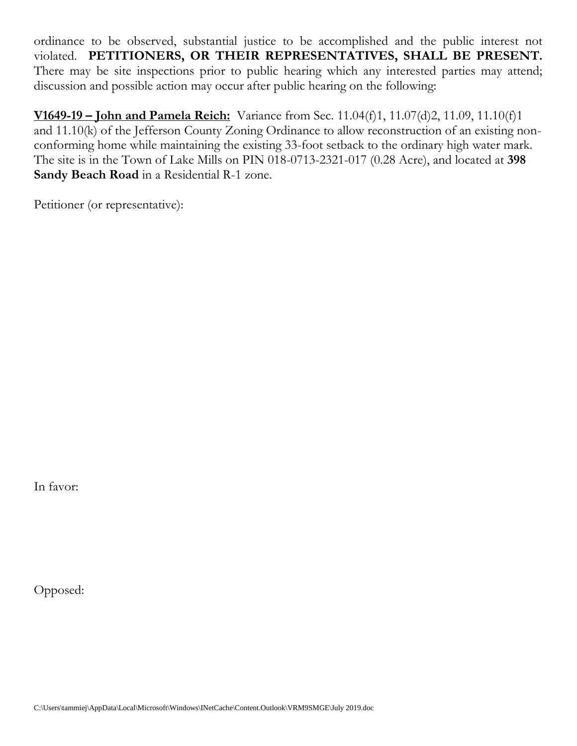ordinance to be observed, substantial justice to be accomplished and the public interest not violated. **PETITIONERS, OR THEIR REPRESENTATIVES, SHALL BE PRESENT.** There may be site inspections prior to public hearing which any interested parties may attend; discussion and possible action may occur after public hearing on the following:

**V1649-19 – John and Pamela Reich:** Variance from Sec. 11.04(f)1, 11.07(d)2, 11.09, 11.10(f)1 and 11.10(k) of the Jefferson County Zoning Ordinance to allow reconstruction of an existing non-conforming home while maintaining the existing 33-foot setback to the ordinary high water mark. The site is in the Town of Lake Mills on PIN 018-0713-2321-017 (0.28 Acre), and located at **398 Sandy Beach Road** in a Residential R-1 zone.

Petitioner (or representative):

In favor:

Opposed:

C:\Users\tammiej\AppData\Local\Microsoft\Windows\INetCache\Content.Outlook\VRM9SMGE\July 2019.doc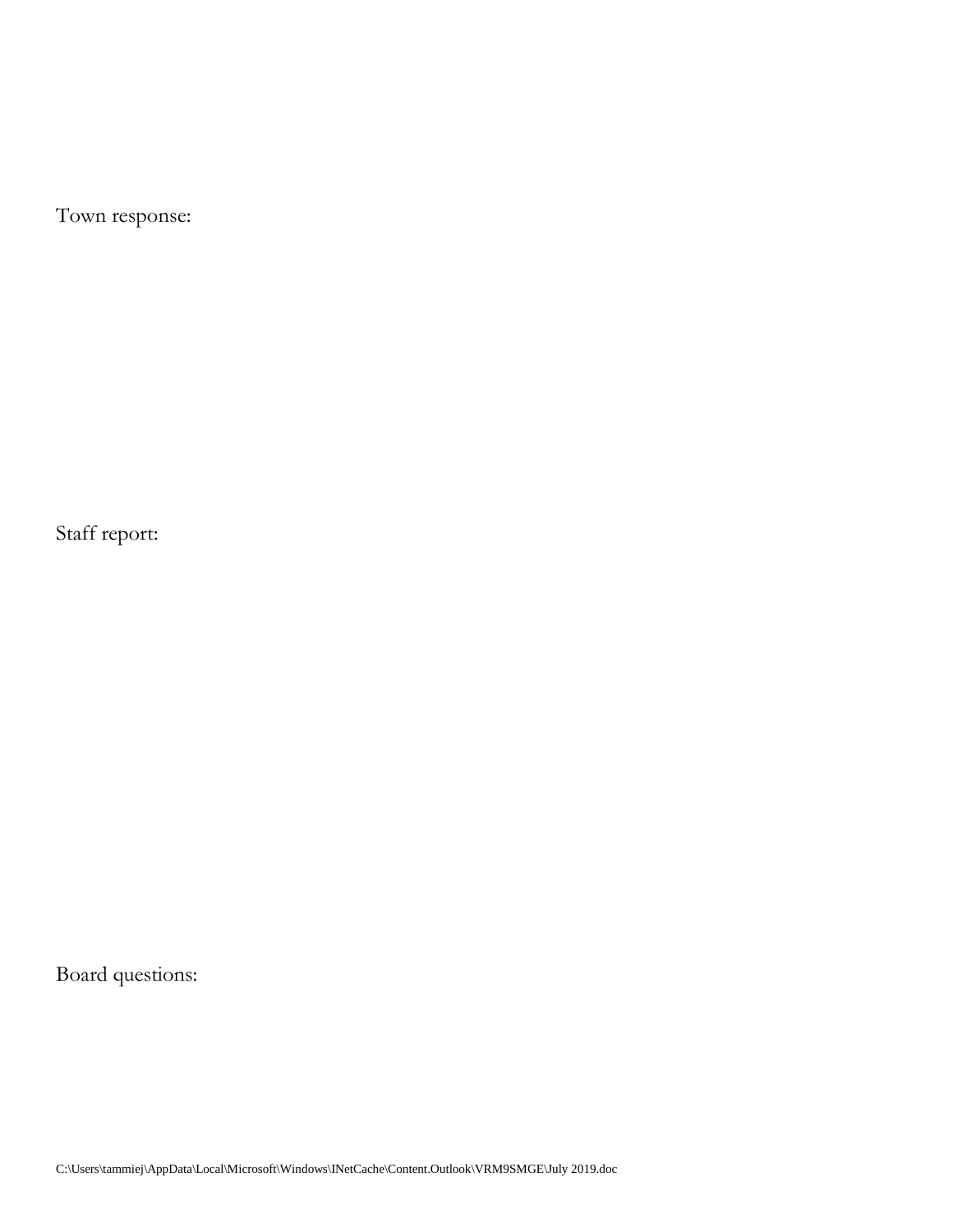Town response:

Staff report:

Board questions:

C:\Users\tammiej\AppData\Local\Microsoft\Windows\INetCache\Content.Outlook\VRM9SMGE\July 2019.doc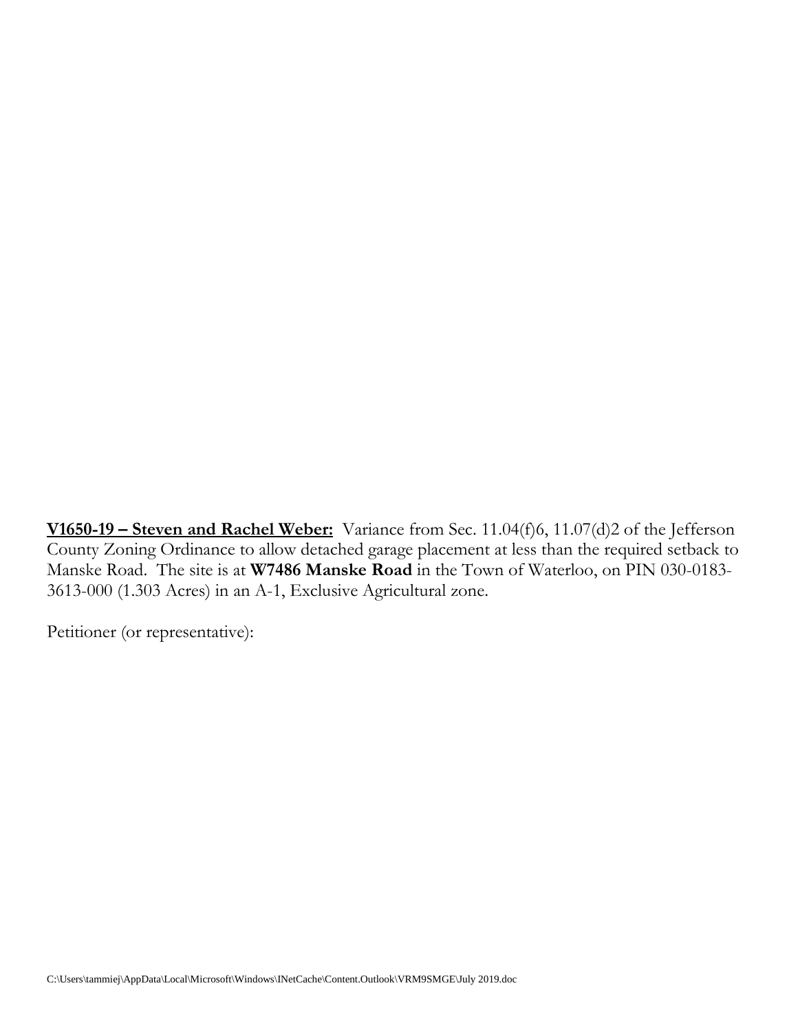**<u>V1650-19 – Steven and Rachel Weber:</u>** Variance from Sec. 11.04(f)6, 11.07(d)2 of the Jefferson County Zoning Ordinance to allow detached garage placement at less than the required setback to Manske Road. The site is at **W7486 Manske Road** in the Town of Waterloo, on PIN 030-0183-3613-000 (1.303 Acres) in an A-1, Exclusive Agricultural zone.

Petitioner (or representative):

C:\Users\tammiej\AppData\Local\Microsoft\Windows\INetCache\Content.Outlook\VRM9SMGE\July 2019.doc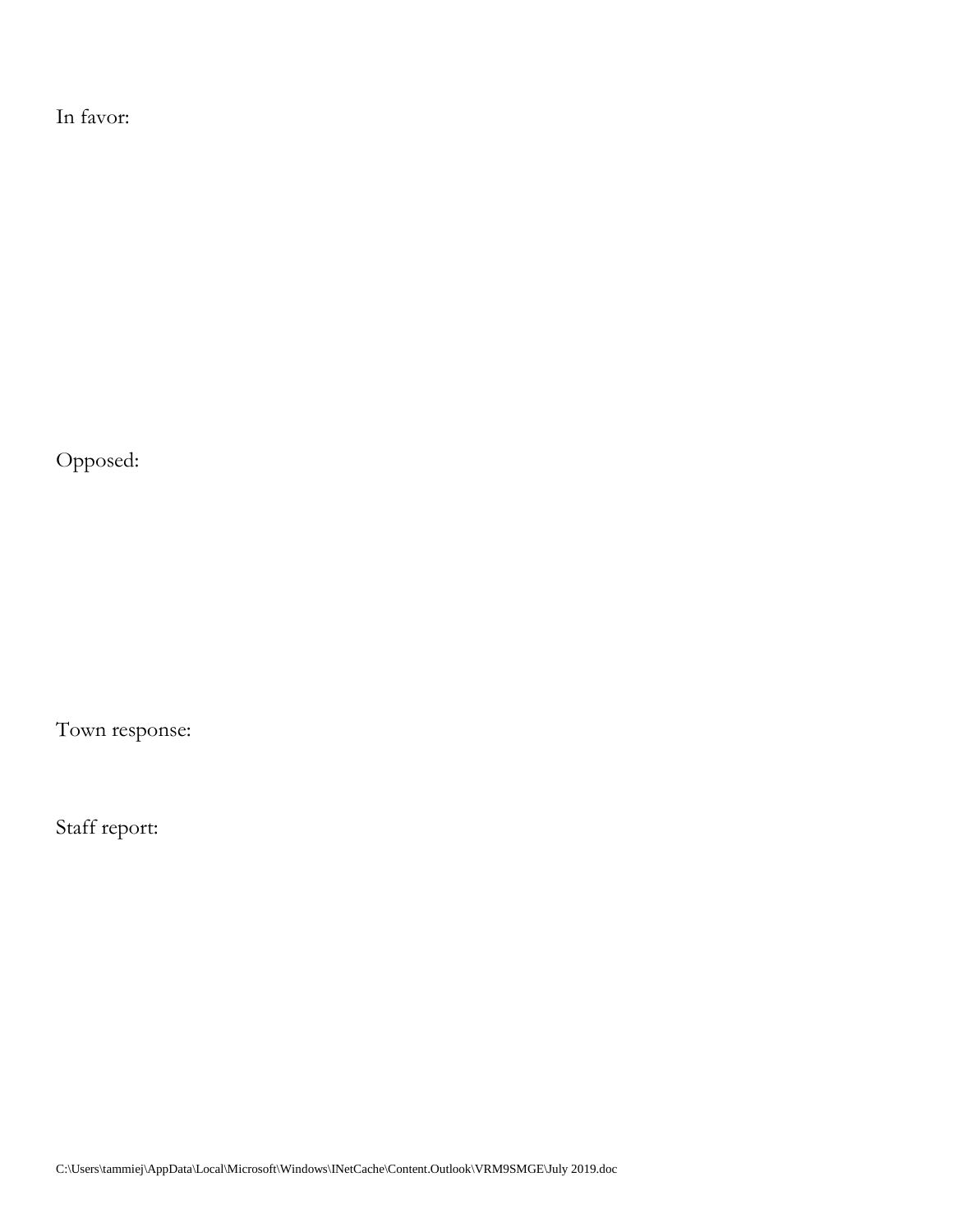In favor:

Opposed:

Town response:

Staff report: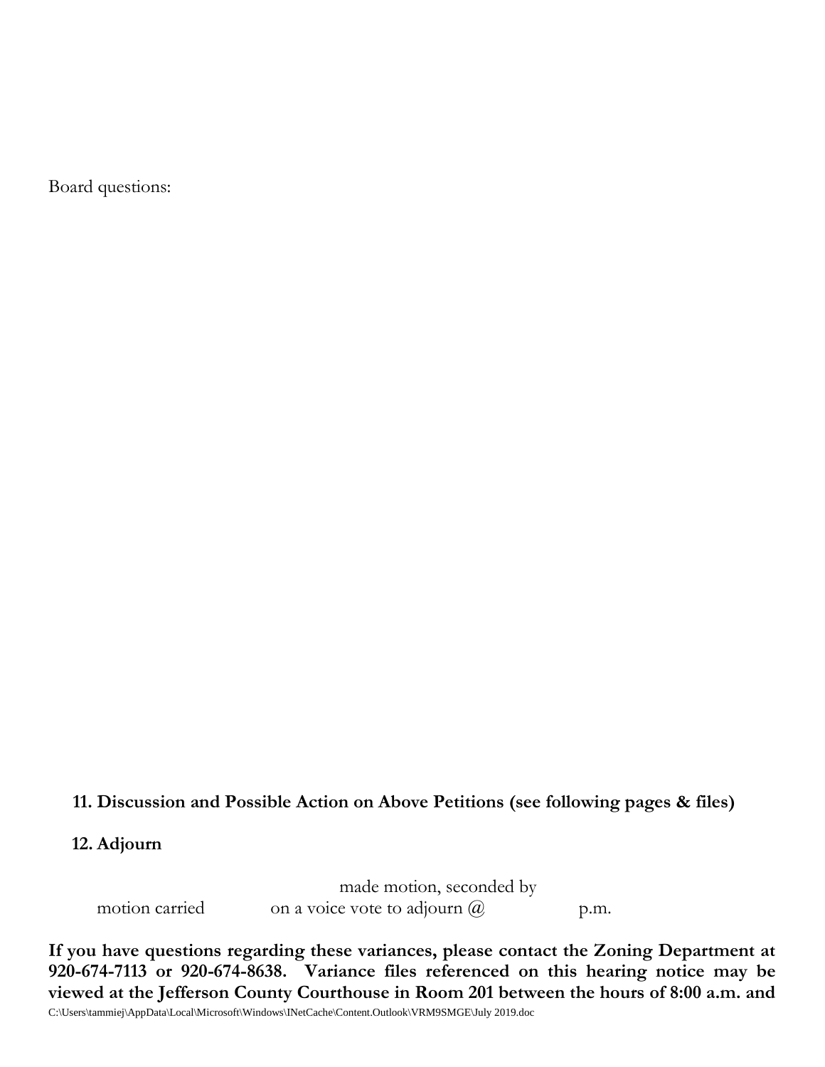Board questions:

**11. Discussion and Possible Action on Above Petitions (see following pages & files)**

**12. Adjourn**

made motion, seconded by
motion carried on a voice vote to adjourn @ p.m.

**If you have questions regarding these variances, please contact the Zoning Department at 920-674-7113 or 920-674-8638. Variance files referenced on this hearing notice may be viewed at the Jefferson County Courthouse in Room 201 between the hours of 8:00 a.m. and**

C:\Users\tammiej\AppData\Local\Microsoft\Windows\INetCache\Content.Outlook\VRM9SMGE\July 2019.doc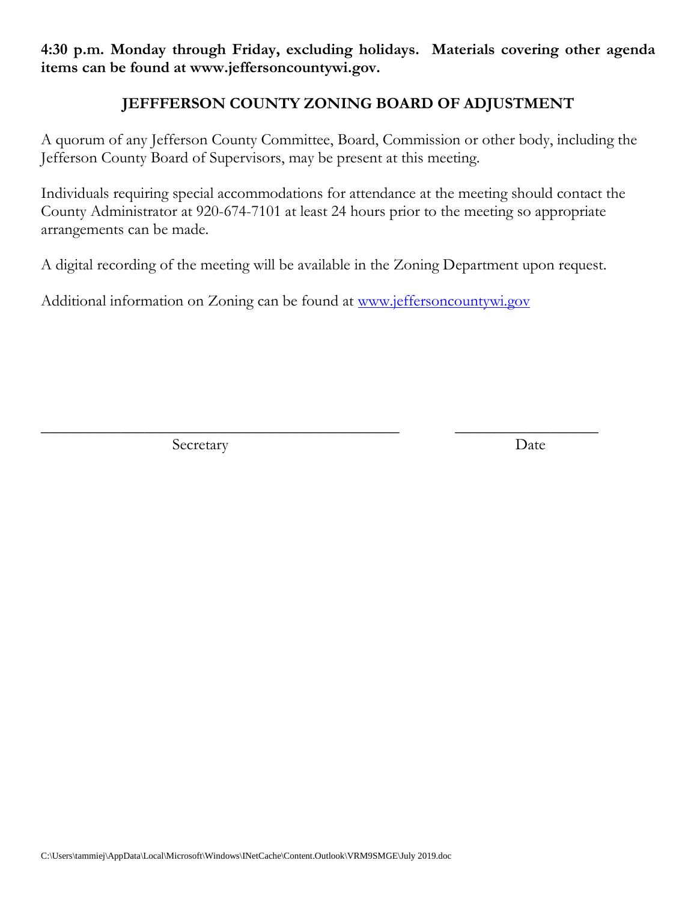**4:30 p.m. Monday through Friday, excluding holidays. Materials covering other agenda items can be found at www.jeffersoncountywi.gov.**

## JEFFFERSON COUNTY ZONING BOARD OF ADJUSTMENT

A quorum of any Jefferson County Committee, Board, Commission or other body, including the Jefferson County Board of Supervisors, may be present at this meeting.

Individuals requiring special accommodations for attendance at the meeting should contact the County Administrator at 920-674-7101 at least 24 hours prior to the meeting so appropriate arrangements can be made.

A digital recording of the meeting will be available in the Zoning Department upon request.

Additional information on Zoning can be found at www.jeffersoncountywi.gov

_______________________________________________ __________________
Secretary Date

C:\Users\tammiej\AppData\Local\Microsoft\Windows\INetCache\Content.Outlook\VRM9SMGE\July 2019.doc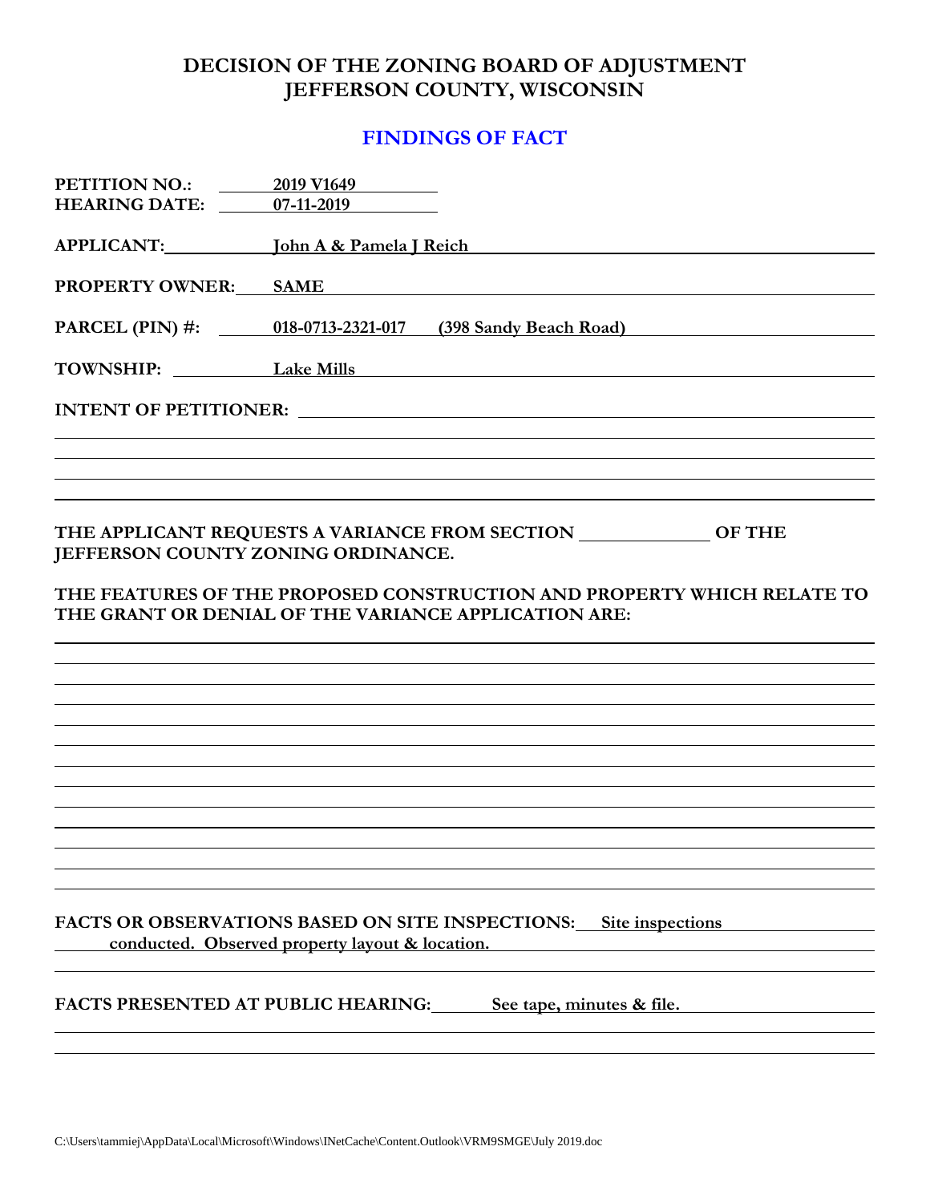# DECISION OF THE ZONING BOARD OF ADJUSTMENT
# JEFFERSON COUNTY, WISCONSIN

## FINDINGS OF FACT

**PETITION NO.:** 2019 V1649
**HEARING DATE:** 07-11-2019

**APPLICANT:** John A & Pamela J Reich

**PROPERTY OWNER:** SAME

**PARCEL (PIN) #:** 018-0713-2321-017 (398 Sandy Beach Road)

**TOWNSHIP:** Lake Mills

**INTENT OF PETITIONER:**

**THE APPLICANT REQUESTS A VARIANCE FROM SECTION \_\_\_\_\_\_\_\_\_\_ OF THE JEFFERSON COUNTY ZONING ORDINANCE.**

**THE FEATURES OF THE PROPOSED CONSTRUCTION AND PROPERTY WHICH RELATE TO THE GRANT OR DENIAL OF THE VARIANCE APPLICATION ARE:**

**FACTS OR OBSERVATIONS BASED ON SITE INSPECTIONS:** Site inspections conducted. Observed property layout & location.

**FACTS PRESENTED AT PUBLIC HEARING:** See tape, minutes & file.

C:\Users\tammiej\AppData\Local\Microsoft\Windows\INetCache\Content.Outlook\VRM9SMGE\July 2019.doc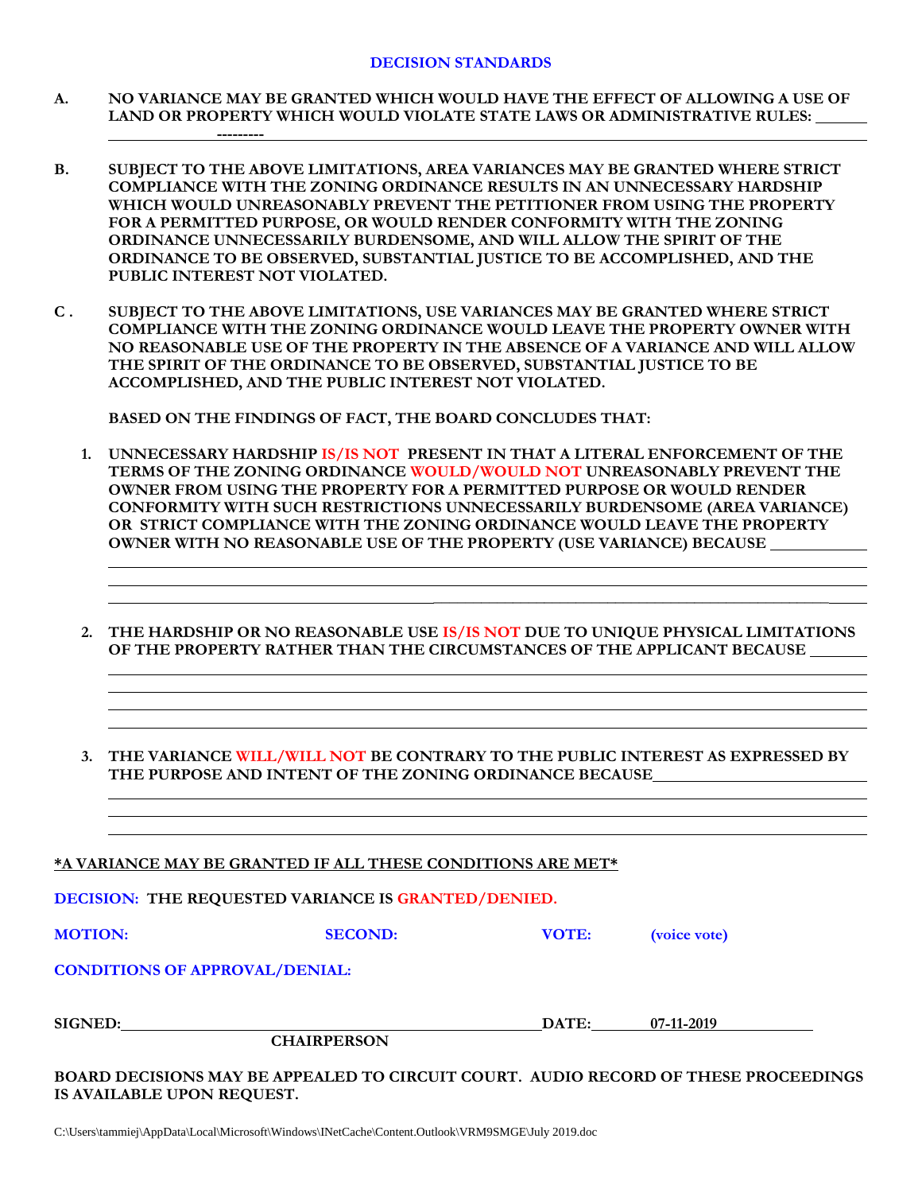## DECISION STANDARDS

**A.** **NO VARIANCE MAY BE GRANTED WHICH WOULD HAVE THE EFFECT OF ALLOWING A USE OF LAND OR PROPERTY WHICH WOULD VIOLATE STATE LAWS OR ADMINISTRATIVE RULES:** ______ ---------

**B.** **SUBJECT TO THE ABOVE LIMITATIONS, AREA VARIANCES MAY BE GRANTED WHERE STRICT COMPLIANCE WITH THE ZONING ORDINANCE RESULTS IN AN UNNECESSARY HARDSHIP WHICH WOULD UNREASONABLY PREVENT THE PETITIONER FROM USING THE PROPERTY FOR A PERMITTED PURPOSE, OR WOULD RENDER CONFORMITY WITH THE ZONING ORDINANCE UNNECESSARILY BURDENSOME, AND WILL ALLOW THE SPIRIT OF THE ORDINANCE TO BE OBSERVED, SUBSTANTIAL JUSTICE TO BE ACCOMPLISHED, AND THE PUBLIC INTEREST NOT VIOLATED.**

**C .** **SUBJECT TO THE ABOVE LIMITATIONS, USE VARIANCES MAY BE GRANTED WHERE STRICT COMPLIANCE WITH THE ZONING ORDINANCE WOULD LEAVE THE PROPERTY OWNER WITH NO REASONABLE USE OF THE PROPERTY IN THE ABSENCE OF A VARIANCE AND WILL ALLOW THE SPIRIT OF THE ORDINANCE TO BE OBSERVED, SUBSTANTIAL JUSTICE TO BE ACCOMPLISHED, AND THE PUBLIC INTEREST NOT VIOLATED.**

**BASED ON THE FINDINGS OF FACT, THE BOARD CONCLUDES THAT:**

1. **UNNECESSARY HARDSHIP IS/IS NOT PRESENT IN THAT A LITERAL ENFORCEMENT OF THE TERMS OF THE ZONING ORDINANCE WOULD/WOULD NOT UNREASONABLY PREVENT THE OWNER FROM USING THE PROPERTY FOR A PERMITTED PURPOSE OR WOULD RENDER CONFORMITY WITH SUCH RESTRICTIONS UNNECESSARILY BURDENSOME (AREA VARIANCE) OR STRICT COMPLIANCE WITH THE ZONING ORDINANCE WOULD LEAVE THE PROPERTY OWNER WITH NO REASONABLE USE OF THE PROPERTY (USE VARIANCE) BECAUSE** ____________

2. **THE HARDSHIP OR NO REASONABLE USE IS/IS NOT DUE TO UNIQUE PHYSICAL LIMITATIONS OF THE PROPERTY RATHER THAN THE CIRCUMSTANCES OF THE APPLICANT BECAUSE** ________

3. **THE VARIANCE WILL/WILL NOT BE CONTRARY TO THE PUBLIC INTEREST AS EXPRESSED BY THE PURPOSE AND INTENT OF THE ZONING ORDINANCE BECAUSE** ____________

***A VARIANCE MAY BE GRANTED IF ALL THESE CONDITIONS ARE MET***

**DECISION: THE REQUESTED VARIANCE IS GRANTED/DENIED.**

**MOTION:** **SECOND:** **VOTE:** **(voice vote)**

**CONDITIONS OF APPROVAL/DENIAL:**

**SIGNED:** ______________________ **DATE:** 07-11-2019
**CHAIRPERSON**

**BOARD DECISIONS MAY BE APPEALED TO CIRCUIT COURT. AUDIO RECORD OF THESE PROCEEDINGS IS AVAILABLE UPON REQUEST.**

C:\Users\tammiej\AppData\Local\Microsoft\Windows\INetCache\Content.Outlook\VRM9SMGE\July 2019.doc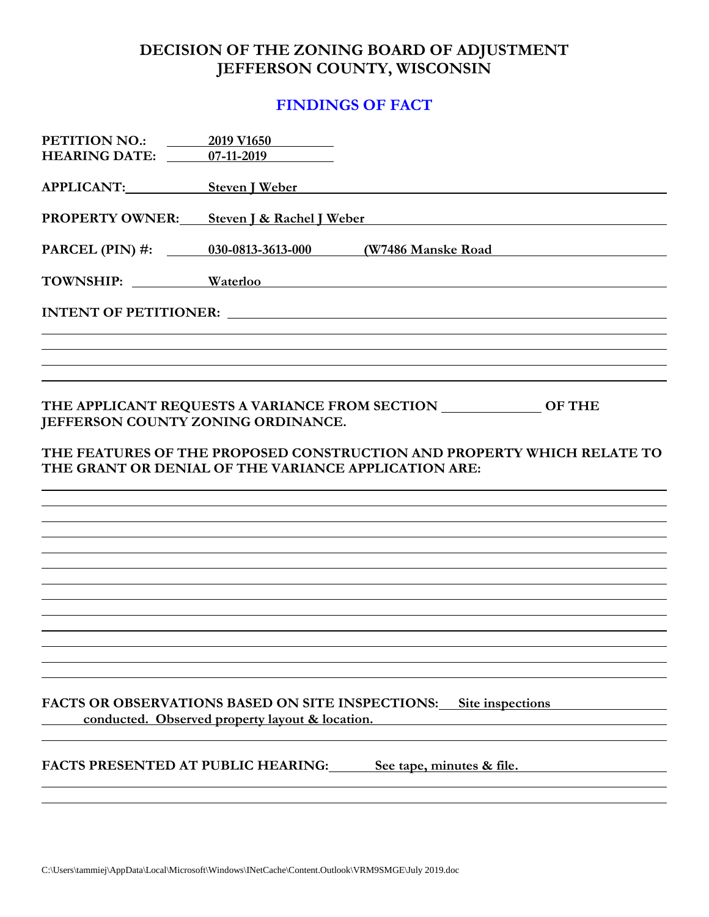# DECISION OF THE ZONING BOARD OF ADJUSTMENT
# JEFFERSON COUNTY, WISCONSIN

## FINDINGS OF FACT

**PETITION NO.:** 2019 V1650
**HEARING DATE:** 07-11-2019

**APPLICANT:** Steven J Weber

**PROPERTY OWNER:** Steven J & Rachel J Weber

**PARCEL (PIN) #:** 030-0813-3613-000 (W7486 Manske Road

**TOWNSHIP:** Waterloo

**INTENT OF PETITIONER:**

**THE APPLICANT REQUESTS A VARIANCE FROM SECTION \_\_\_\_\_\_\_\_\_\_ OF THE JEFFERSON COUNTY ZONING ORDINANCE.**

**THE FEATURES OF THE PROPOSED CONSTRUCTION AND PROPERTY WHICH RELATE TO THE GRANT OR DENIAL OF THE VARIANCE APPLICATION ARE:**

**FACTS OR OBSERVATIONS BASED ON SITE INSPECTIONS:** Site inspections conducted. Observed property layout & location.

**FACTS PRESENTED AT PUBLIC HEARING:** See tape, minutes & file.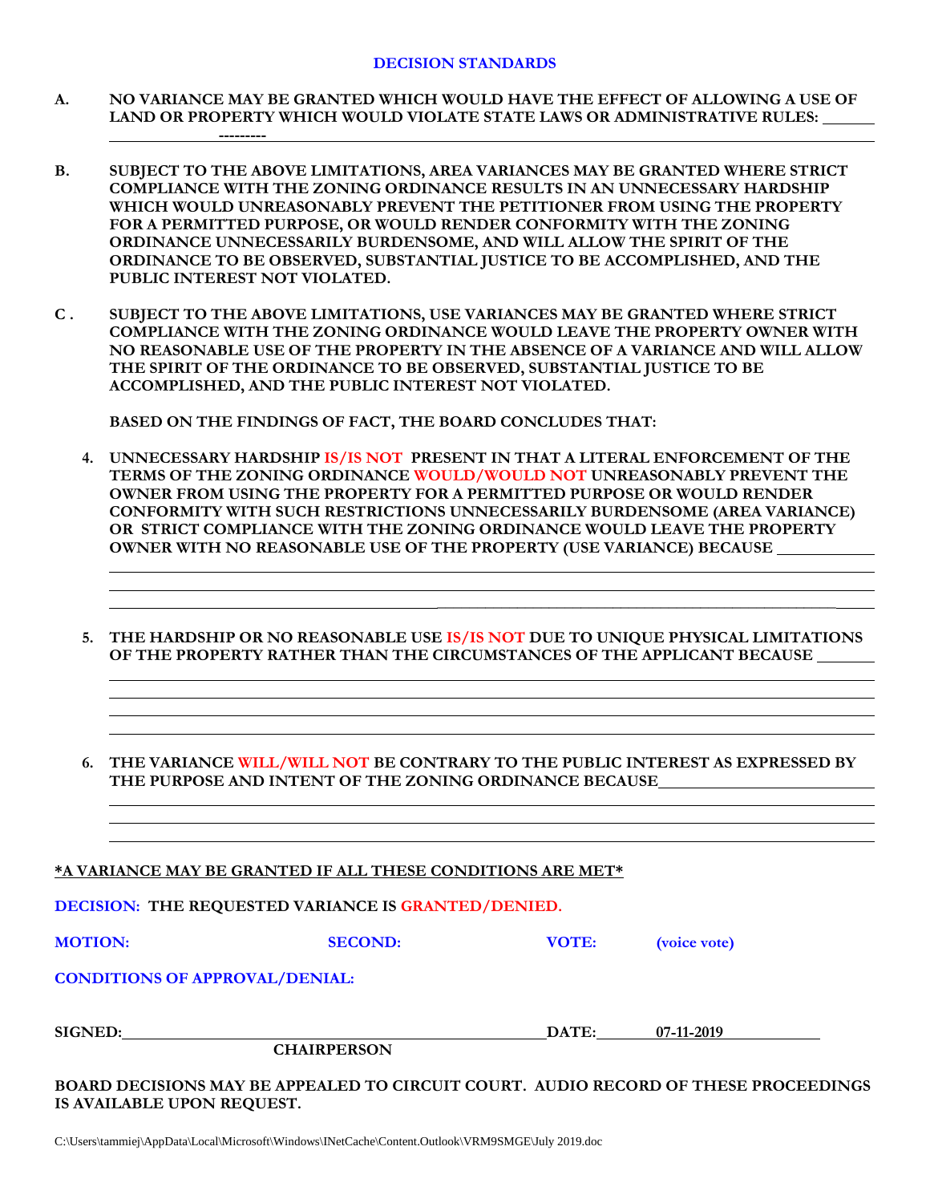## DECISION STANDARDS

**A.** **NO VARIANCE MAY BE GRANTED WHICH WOULD HAVE THE EFFECT OF ALLOWING A USE OF LAND OR PROPERTY WHICH WOULD VIOLATE STATE LAWS OR ADMINISTRATIVE RULES: \_\_\_\_\_\_ ---------**

**B.** **SUBJECT TO THE ABOVE LIMITATIONS, AREA VARIANCES MAY BE GRANTED WHERE STRICT COMPLIANCE WITH THE ZONING ORDINANCE RESULTS IN AN UNNECESSARY HARDSHIP WHICH WOULD UNREASONABLY PREVENT THE PETITIONER FROM USING THE PROPERTY FOR A PERMITTED PURPOSE, OR WOULD RENDER CONFORMITY WITH THE ZONING ORDINANCE UNNECESSARILY BURDENSOME, AND WILL ALLOW THE SPIRIT OF THE ORDINANCE TO BE OBSERVED, SUBSTANTIAL JUSTICE TO BE ACCOMPLISHED, AND THE PUBLIC INTEREST NOT VIOLATED.**

**C .** **SUBJECT TO THE ABOVE LIMITATIONS, USE VARIANCES MAY BE GRANTED WHERE STRICT COMPLIANCE WITH THE ZONING ORDINANCE WOULD LEAVE THE PROPERTY OWNER WITH NO REASONABLE USE OF THE PROPERTY IN THE ABSENCE OF A VARIANCE AND WILL ALLOW THE SPIRIT OF THE ORDINANCE TO BE OBSERVED, SUBSTANTIAL JUSTICE TO BE ACCOMPLISHED, AND THE PUBLIC INTEREST NOT VIOLATED.**

**BASED ON THE FINDINGS OF FACT, THE BOARD CONCLUDES THAT:**

4. **UNNECESSARY HARDSHIP IS/IS NOT PRESENT IN THAT A LITERAL ENFORCEMENT OF THE TERMS OF THE ZONING ORDINANCE WOULD/WOULD NOT UNREASONABLY PREVENT THE OWNER FROM USING THE PROPERTY FOR A PERMITTED PURPOSE OR WOULD RENDER CONFORMITY WITH SUCH RESTRICTIONS UNNECESSARILY BURDENSOME (AREA VARIANCE) OR STRICT COMPLIANCE WITH THE ZONING ORDINANCE WOULD LEAVE THE PROPERTY OWNER WITH NO REASONABLE USE OF THE PROPERTY (USE VARIANCE) BECAUSE \_\_\_\_\_\_\_\_\_\_\_\_**

5. **THE HARDSHIP OR NO REASONABLE USE IS/IS NOT DUE TO UNIQUE PHYSICAL LIMITATIONS OF THE PROPERTY RATHER THAN THE CIRCUMSTANCES OF THE APPLICANT BECAUSE \_\_\_\_\_\_\_\_**

6. **THE VARIANCE WILL/WILL NOT BE CONTRARY TO THE PUBLIC INTEREST AS EXPRESSED BY THE PURPOSE AND INTENT OF THE ZONING ORDINANCE BECAUSE\_\_\_\_\_\_\_\_\_\_\_\_\_\_\_\_\_\_\_\_\_\_\_\_\_\_\_\_\_\_**

**<u>*A VARIANCE MAY BE GRANTED IF ALL THESE CONDITIONS ARE MET*</u>**

**DECISION: THE REQUESTED VARIANCE IS GRANTED/DENIED.**

**MOTION:** **SECOND:** **VOTE:** **(voice vote)**

**CONDITIONS OF APPROVAL/DENIAL:**

**SIGNED:**\_\_\_\_\_\_\_\_\_\_\_\_\_\_\_\_\_\_\_\_\_\_\_\_\_\_\_\_\_\_\_\_\_\_\_\_\_\_\_\_\_\_\_\_ **DATE:** 07-11-2019

**CHAIRPERSON**

**BOARD DECISIONS MAY BE APPEALED TO CIRCUIT COURT. AUDIO RECORD OF THESE PROCEEDINGS IS AVAILABLE UPON REQUEST.**

C:\Users\tammiej\AppData\Local\Microsoft\Windows\INetCache\Content.Outlook\VRM9SMGE\July 2019.doc